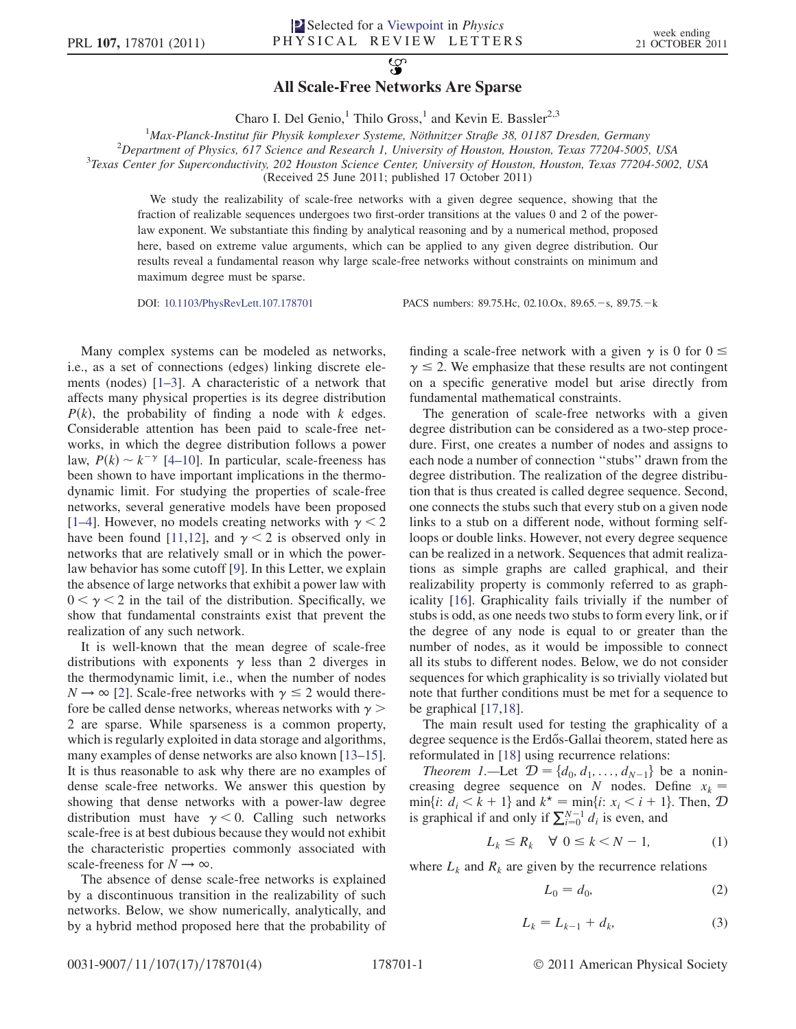# All Scale-Free Networks Are Sparse

Charo I. Del Genio,[1] Thilo Gross,[1] and Kevin E. Bassler[2,3]

[1] *Max-Planck-Institut für Physik komplexer Systeme, Nöthnitzer Straße 38, 01187 Dresden, Germany*
[2] *Department of Physics, 617 Science and Research 1, University of Houston, Houston, Texas 77204-5005, USA*
[3] *Texas Center for Superconductivity, 202 Houston Science Center, University of Houston, Houston, Texas 77204-5002, USA*
(Received 25 June 2011; published 17 October 2011)

We study the realizability of scale-free networks with a given degree sequence, showing that the fraction of realizable sequences undergoes two first-order transitions at the values 0 and 2 of the power-law exponent. We substantiate this finding by analytical reasoning and by a numerical method, proposed here, based on extreme value arguments, which can be applied to any given degree distribution. Our results reveal a fundamental reason why large scale-free networks without constraints on minimum and maximum degree must be sparse.

DOI: 10.1103/PhysRevLett.107.178701 PACS numbers: 89.75.Hc, 02.10.Ox, 89.65.−s, 89.75.−k

Many complex systems can be modeled as networks, i.e., as a set of connections (edges) linking discrete elements (nodes) [1–3]. A characteristic of a network that affects many physical properties is its degree distribution $P(k)$, the probability of finding a node with $k$ edges. Considerable attention has been paid to scale-free networks, in which the degree distribution follows a power law, $P(k) \sim k^{-\gamma}$ [4–10]. In particular, scale-freeness has been shown to have important implications in the thermodynamic limit. For studying the properties of scale-free networks, several generative models have been proposed [1–4]. However, no models creating networks with $\gamma < 2$ have been found [11,12], and $\gamma < 2$ is observed only in networks that are relatively small or in which the power-law behavior has some cutoff [9]. In this Letter, we explain the absence of large networks that exhibit a power law with $0 < \gamma < 2$ in the tail of the distribution. Specifically, we show that fundamental constraints exist that prevent the realization of any such network.

It is well-known that the mean degree of scale-free distributions with exponents $\gamma$ less than 2 diverges in the thermodynamic limit, i.e., when the number of nodes $N \to \infty$ [2]. Scale-free networks with $\gamma \leq 2$ would therefore be called dense networks, whereas networks with $\gamma > 2$ are sparse. While sparseness is a common property, which is regularly exploited in data storage and algorithms, many examples of dense networks are also known [13–15]. It is thus reasonable to ask why there are no examples of dense scale-free networks. We answer this question by showing that dense networks with a power-law degree distribution must have $\gamma < 0$. Calling such networks scale-free is at best dubious because they would not exhibit the characteristic properties commonly associated with scale-freeness for $N \to \infty$.

The absence of dense scale-free networks is explained by a discontinuous transition in the realizability of such networks. Below, we show numerically, analytically, and by a hybrid method proposed here that the probability of finding a scale-free network with a given $\gamma$ is 0 for $0 \leq \gamma \leq 2$. We emphasize that these results are not contingent on a specific generative model but arise directly from fundamental mathematical constraints.

The generation of scale-free networks with a given degree distribution can be considered as a two-step procedure. First, one creates a number of nodes and assigns to each node a number of connection "stubs" drawn from the degree distribution. The realization of the degree distribution that is thus created is called degree sequence. Second, one connects the stubs such that every stub on a given node links to a stub on a different node, without forming self-loops or double links. However, not every degree sequence can be realized in a network. Sequences that admit realizations as simple graphs are called graphical, and their realizability property is commonly referred to as graphicality [16]. Graphicality fails trivially if the number of stubs is odd, as one needs two stubs to form every link, or if the degree of any node is equal to or greater than the number of nodes, as it would be impossible to connect all its stubs to different nodes. Below, we do not consider sequences for which graphicality is so trivially violated but note that further conditions must be met for a sequence to be graphical [17,18].

The main result used for testing the graphicality of a degree sequence is the Erdős-Gallai theorem, stated here as reformulated in [18] using recurrence relations:

*Theorem 1.*—Let $\mathcal{D} = \{d_0, d_1, \ldots, d_{N-1}\}$ be a nonincreasing degree sequence on $N$ nodes. Define $x_k = \min\{i: d_i < k+1\}$ and $k^\star = \min\{i: x_i < i+1\}$. Then, $\mathcal{D}$ is graphical if and only if $\sum_{i=0}^{N-1} d_i$ is even, and

$$L_k \leq R_k \quad \forall\ 0 \leq k < N-1, \tag{1}$$

where $L_k$ and $R_k$ are given by the recurrence relations

$$L_0 = d_0, \tag{2}$$

$$L_k = L_{k-1} + d_k, \tag{3}$$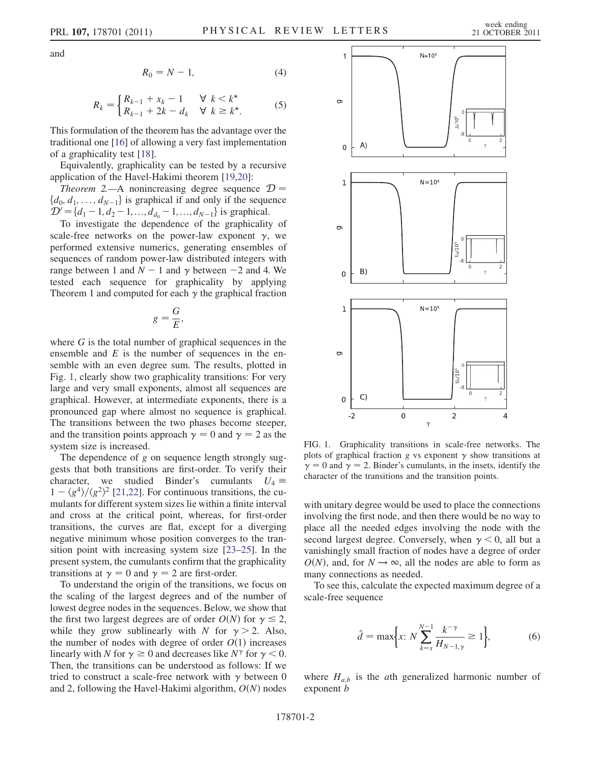and

$$R_0 = N - 1, \tag{4}$$

$$R_k = \begin{cases} R_{k-1} + x_k - 1 & \forall\ k < k^\star \\ R_{k-1} + 2k - d_k & \forall\ k \geq k^\star. \end{cases} \tag{5}$$

This formulation of the theorem has the advantage over the traditional one [16] of allowing a very fast implementation of a graphicality test [18].

Equivalently, graphicality can be tested by a recursive application of the Havel-Hakimi theorem [19,20]:

*Theorem 2.*—A nonincreasing degree sequence $\mathcal{D} = \{d_0, d_1, \ldots, d_{N-1}\}$ is graphical if and only if the sequence $\mathcal{D}' = \{d_1 - 1, d_2 - 1, \ldots, d_{d_0} - 1, \ldots, d_{N-1}\}$ is graphical.

To investigate the dependence of the graphicality of scale-free networks on the power-law exponent $\gamma$, we performed extensive numerics, generating ensembles of sequences of random power-law distributed integers with range between 1 and $N - 1$ and $\gamma$ between $-2$ and 4. We tested each sequence for graphicality by applying Theorem 1 and computed for each $\gamma$ the graphical fraction

$$g = \frac{G}{E},$$

where $G$ is the total number of graphical sequences in the ensemble and $E$ is the number of sequences in the ensemble with an even degree sum. The results, plotted in Fig. 1, clearly show two graphicality transitions: For very large and very small exponents, almost all sequences are graphical. However, at intermediate exponents, there is a pronounced gap where almost no sequence is graphical. The transitions between the two phases become steeper, and the transition points approach $\gamma = 0$ and $\gamma = 2$ as the system size is increased.

The dependence of $g$ on sequence length strongly suggests that both transitions are first-order. To verify their character, we studied Binder's cumulants $U_4 \equiv 1 - \langle g^4 \rangle / \langle g^2 \rangle^2$ [21,22]. For continuous transitions, the cumulants for different system sizes lie within a finite interval and cross at the critical point, whereas, for first-order transitions, the curves are flat, except for a diverging negative minimum whose position converges to the transition point with increasing system size [23–25]. In the present system, the cumulants confirm that the graphicality transitions at $\gamma = 0$ and $\gamma = 2$ are first-order.

To understand the origin of the transitions, we focus on the scaling of the largest degrees and of the number of lowest degree nodes in the sequences. Below, we show that the first two largest degrees are of order $O(N)$ for $\gamma \leq 2$, while they grow sublinearly with $N$ for $\gamma > 2$. Also, the number of nodes with degree of order $O(1)$ increases linearly with $N$ for $\gamma \geq 0$ and decreases like $N^\gamma$ for $\gamma < 0$. Then, the transitions can be understood as follows: If we tried to construct a scale-free network with $\gamma$ between 0 and 2, following the Havel-Hakimi algorithm, $O(N)$ nodes with unitary degree would be used to place the connections involving the first node, and then there would be no way to place all the needed edges involving the node with the second largest degree. Conversely, when $\gamma < 0$, all but a vanishingly small fraction of nodes have a degree of order $O(N)$, and, for $N \to \infty$, all the nodes are able to form as many connections as needed.

FIG. 1. Graphicality transitions in scale-free networks. The plots of graphical fraction $g$ vs exponent $\gamma$ show transitions at $\gamma = 0$ and $\gamma = 2$. Binder's cumulants, in the insets, identify the character of the transitions and the transition points.

To see this, calculate the expected maximum degree of a scale-free sequence

$$\hat{d} = \max\left\{x\colon N \sum_{k=x}^{N-1} \frac{k^{-\gamma}}{H_{N-1,\gamma}} \geq 1\right\}, \tag{6}$$

where $H_{a,b}$ is the $a$th generalized harmonic number of exponent $b$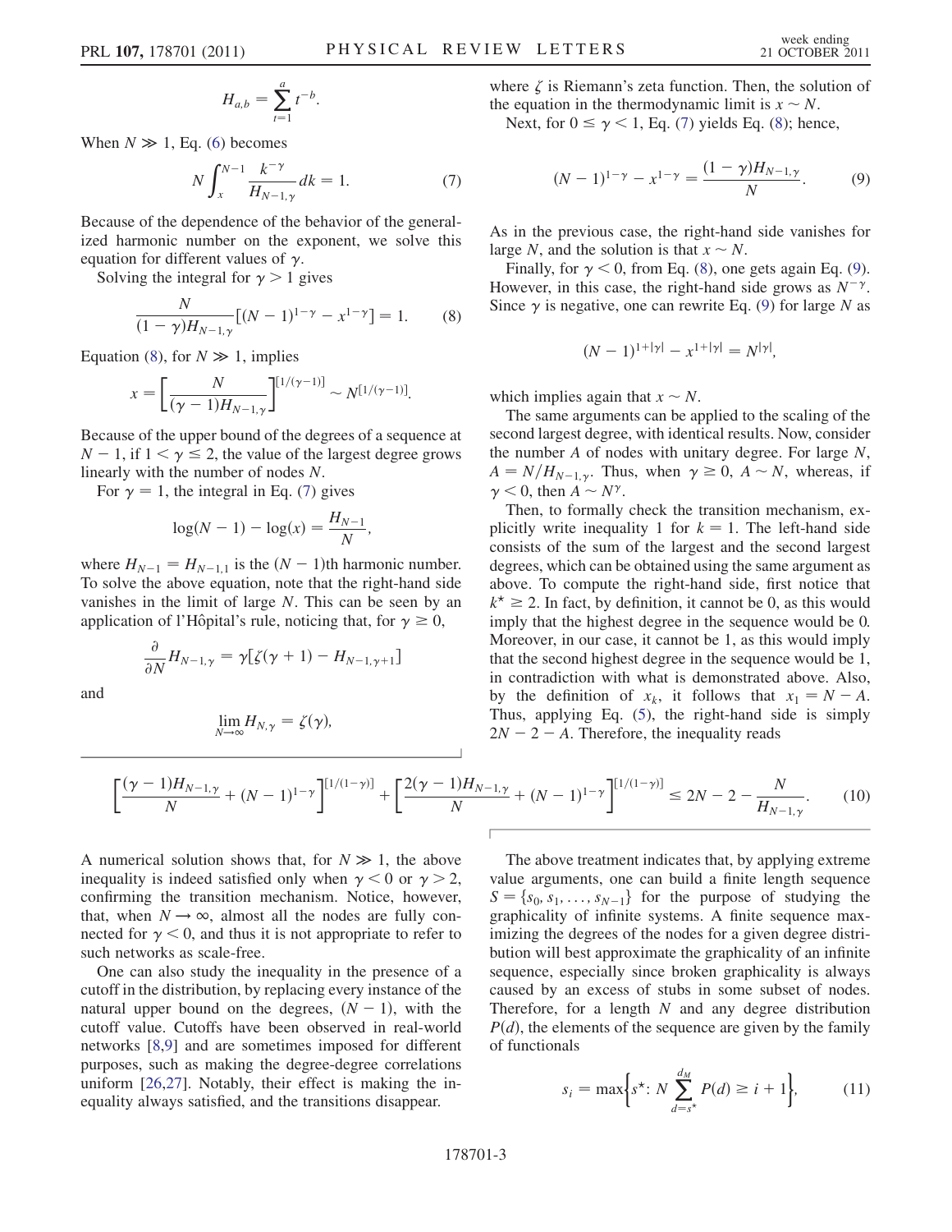$$H_{a,b} = \sum_{t=1}^{a} t^{-b}.$$

When $N \gg 1$, Eq. (6) becomes

$$N \int_{x}^{N-1} \frac{k^{-\gamma}}{H_{N-1,\gamma}} dk = 1. \tag{7}$$

Because of the dependence of the behavior of the generalized harmonic number on the exponent, we solve this equation for different values of $\gamma$.

Solving the integral for $\gamma > 1$ gives

$$\frac{N}{(1-\gamma)H_{N-1,\gamma}}[(N-1)^{1-\gamma} - x^{1-\gamma}] = 1. \tag{8}$$

Equation (8), for $N \gg 1$, implies

$$x = \left[\frac{N}{(\gamma-1)H_{N-1,\gamma}}\right]^{[1/(\gamma-1)]} \sim N^{[1/(\gamma-1)]}.$$

Because of the upper bound of the degrees of a sequence at $N-1$, if $1 < \gamma \leq 2$, the value of the largest degree grows linearly with the number of nodes $N$.

For $\gamma = 1$, the integral in Eq. (7) gives

$$\log(N-1) - \log(x) = \frac{H_{N-1}}{N},$$

where $H_{N-1} = H_{N-1,1}$ is the $(N-1)$th harmonic number. To solve the above equation, note that the right-hand side vanishes in the limit of large $N$. This can be seen by an application of l'Hôpital's rule, noticing that, for $\gamma \geq 0$,

$$\frac{\partial}{\partial N} H_{N-1,\gamma} = \gamma[\zeta(\gamma+1) - H_{N-1,\gamma+1}]$$

and

$$\lim_{N\to\infty} H_{N,\gamma} = \zeta(\gamma),$$

where $\zeta$ is Riemann's zeta function. Then, the solution of the equation in the thermodynamic limit is $x \sim N$.

Next, for $0 \leq \gamma < 1$, Eq. (7) yields Eq. (8); hence,

$$(N-1)^{1-\gamma} - x^{1-\gamma} = \frac{(1-\gamma)H_{N-1,\gamma}}{N}. \tag{9}$$

As in the previous case, the right-hand side vanishes for large $N$, and the solution is that $x \sim N$.

Finally, for $\gamma < 0$, from Eq. (8), one gets again Eq. (9). However, in this case, the right-hand side grows as $N^{-\gamma}$. Since $\gamma$ is negative, one can rewrite Eq. (9) for large $N$ as

$$(N-1)^{1+|\gamma|} - x^{1+|\gamma|} = N^{|\gamma|},$$

which implies again that $x \sim N$.

The same arguments can be applied to the scaling of the second largest degree, with identical results. Now, consider the number $A$ of nodes with unitary degree. For large $N$, $A = N/H_{N-1,\gamma}$. Thus, when $\gamma \geq 0$, $A \sim N$, whereas, if $\gamma < 0$, then $A \sim N^{\gamma}$.

Then, to formally check the transition mechanism, explicitly write inequality 1 for $k = 1$. The left-hand side consists of the sum of the largest and the second largest degrees, which can be obtained using the same argument as above. To compute the right-hand side, first notice that $k^\star \geq 2$. In fact, by definition, it cannot be 0, as this would imply that the highest degree in the sequence would be 0. Moreover, in our case, it cannot be 1, as this would imply that the second highest degree in the sequence would be 1, in contradiction with what is demonstrated above. Also, by the definition of $x_k$, it follows that $x_1 = N - A$. Thus, applying Eq. (5), the right-hand side is simply $2N - 2 - A$. Therefore, the inequality reads

$$\left[\frac{(\gamma-1)H_{N-1,\gamma}}{N} + (N-1)^{1-\gamma}\right]^{[1/(1-\gamma)]} + \left[\frac{2(\gamma-1)H_{N-1,\gamma}}{N} + (N-1)^{1-\gamma}\right]^{[1/(1-\gamma)]} \leq 2N - 2 - \frac{N}{H_{N-1,\gamma}}. \tag{10}$$

A numerical solution shows that, for $N \gg 1$, the above inequality is indeed satisfied only when $\gamma < 0$ or $\gamma > 2$, confirming the transition mechanism. Notice, however, that, when $N \to \infty$, almost all the nodes are fully connected for $\gamma < 0$, and thus it is not appropriate to refer to such networks as scale-free.

One can also study the inequality in the presence of a cutoff in the distribution, by replacing every instance of the natural upper bound on the degrees, $(N-1)$, with the cutoff value. Cutoffs have been observed in real-world networks [8,9] and are sometimes imposed for different purposes, such as making the degree-degree correlations uniform [26,27]. Notably, their effect is making the inequality always satisfied, and the transitions disappear.

The above treatment indicates that, by applying extreme value arguments, one can build a finite length sequence $S = \{s_0, s_1, \ldots, s_{N-1}\}$ for the purpose of studying the graphicality of infinite systems. A finite sequence maximizing the degrees of the nodes for a given degree distribution will best approximate the graphicality of an infinite sequence, especially since broken graphicality is always caused by an excess of stubs in some subset of nodes. Therefore, for a length $N$ and any degree distribution $P(d)$, the elements of the sequence are given by the family of functionals

$$s_i = \max\left\{s^\star : N \sum_{d=s^\star}^{d_M} P(d) \geq i + 1\right\}, \tag{11}$$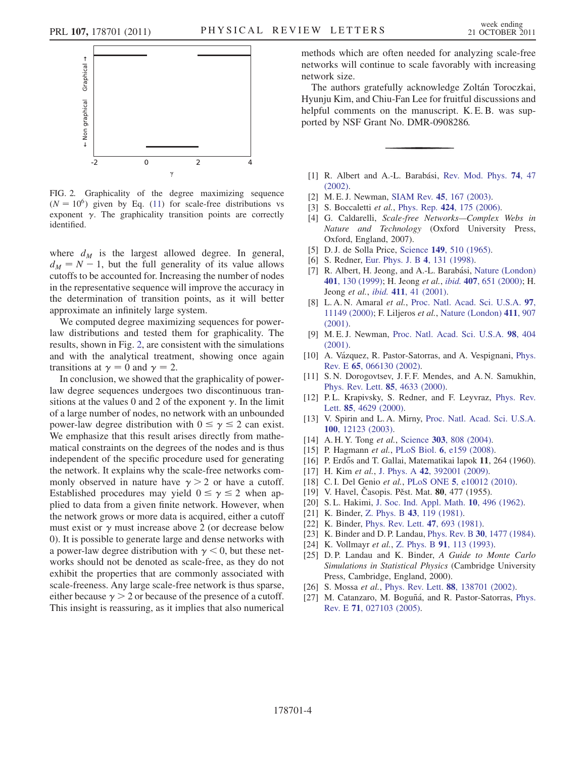← Non graphical Graphical →

-2 0 2 4

γ

FIG. 2. Graphicality of the degree maximizing sequence ($N = 10^6$) given by Eq. (11) for scale-free distributions vs exponent $\gamma$. The graphicality transition points are correctly identified.

where $d_M$ is the largest allowed degree. In general, $d_M = N - 1$, but the full generality of its value allows cutoffs to be accounted for. Increasing the number of nodes in the representative sequence will improve the accuracy in the determination of transition points, as it will better approximate an infinitely large system.

We computed degree maximizing sequences for power-law distributions and tested them for graphicality. The results, shown in Fig. 2, are consistent with the simulations and with the analytical treatment, showing once again transitions at $\gamma = 0$ and $\gamma = 2$.

In conclusion, we showed that the graphicality of power-law degree sequences undergoes two discontinuous transitions at the values 0 and 2 of the exponent $\gamma$. In the limit of a large number of nodes, no network with an unbounded power-law degree distribution with $0 \leq \gamma \leq 2$ can exist. We emphasize that this result arises directly from mathematical constraints on the degrees of the nodes and is thus independent of the specific procedure used for generating the network. It explains why the scale-free networks commonly observed in nature have $\gamma > 2$ or have a cutoff. Established procedures may yield $0 \leq \gamma \leq 2$ when applied to data from a given finite network. However, when the network grows or more data is acquired, either a cutoff must exist or $\gamma$ must increase above 2 (or decrease below 0). It is possible to generate large and dense networks with a power-law degree distribution with $\gamma < 0$, but these networks should not be denoted as scale-free, as they do not exhibit the properties that are commonly associated with scale-freeness. Any large scale-free network is thus sparse, either because $\gamma > 2$ or because of the presence of a cutoff. This insight is reassuring, as it implies that also numerical methods which are often needed for analyzing scale-free networks will continue to scale favorably with increasing network size.

The authors gratefully acknowledge Zoltán Toroczkai, Hyunju Kim, and Chiu-Fan Lee for fruitful discussions and helpful comments on the manuscript. K. E. B. was supported by NSF Grant No. DMR-0908286.

[1] R. Albert and A.-L. Barabási, Rev. Mod. Phys. **74**, 47 (2002).
[2] M. E. J. Newman, SIAM Rev. **45**, 167 (2003).
[3] S. Boccaletti *et al.*, Phys. Rep. **424**, 175 (2006).
[4] G. Caldarelli, *Scale-free Networks—Complex Webs in Nature and Technology* (Oxford University Press, Oxford, England, 2007).
[5] D. J. de Solla Price, Science **149**, 510 (1965).
[6] S. Redner, Eur. Phys. J. B **4**, 131 (1998).
[7] R. Albert, H. Jeong, and A.-L. Barabási, Nature (London) **401**, 130 (1999); H. Jeong *et al.*, *ibid.* **407**, 651 (2000); H. Jeong *et al.*, *ibid.* **411**, 41 (2001).
[8] L. A. N. Amaral *et al.*, Proc. Natl. Acad. Sci. U.S.A. **97**, 11149 (2000); F. Liljeros *et al.*, Nature (London) **411**, 907 (2001).
[9] M. E. J. Newman, Proc. Natl. Acad. Sci. U.S.A. **98**, 404 (2001).
[10] A. Vázquez, R. Pastor-Satorras, and A. Vespignani, Phys. Rev. E **65**, 066130 (2002).
[11] S. N. Dorogovtsev, J. F. F. Mendes, and A. N. Samukhin, Phys. Rev. Lett. **85**, 4633 (2000).
[12] P. L. Krapivsky, S. Redner, and F. Leyvraz, Phys. Rev. Lett. **85**, 4629 (2000).
[13] V. Spirin and L. A. Mirny, Proc. Natl. Acad. Sci. U.S.A. **100**, 12123 (2003).
[14] A. H. Y. Tong *et al.*, Science **303**, 808 (2004).
[15] P. Hagmann *et al.*, PLoS Biol. **6**, e159 (2008).
[16] P. Erdős and T. Gallai, Matematikai lapok **11**, 264 (1960).
[17] H. Kim *et al.*, J. Phys. A **42**, 392001 (2009).
[18] C. I. Del Genio *et al.*, PLoS ONE **5**, e10012 (2010).
[19] V. Havel, Časopis. Pěst. Mat. **80**, 477 (1955).
[20] S. L. Hakimi, J. Soc. Ind. Appl. Math. **10**, 496 (1962).
[21] K. Binder, Z. Phys. B **43**, 119 (1981).
[22] K. Binder, Phys. Rev. Lett. **47**, 693 (1981).
[23] K. Binder and D. P. Landau, Phys. Rev. B **30**, 1477 (1984).
[24] K. Vollmayr *et al.*, Z. Phys. B **91**, 113 (1993).
[25] D. P. Landau and K. Binder, *A Guide to Monte Carlo Simulations in Statistical Physics* (Cambridge University Press, Cambridge, England, 2000).
[26] S. Mossa *et al.*, Phys. Rev. Lett. **88**, 138701 (2002).
[27] M. Catanzaro, M. Boguñá, and R. Pastor-Satorras, Phys. Rev. E **71**, 027103 (2005).